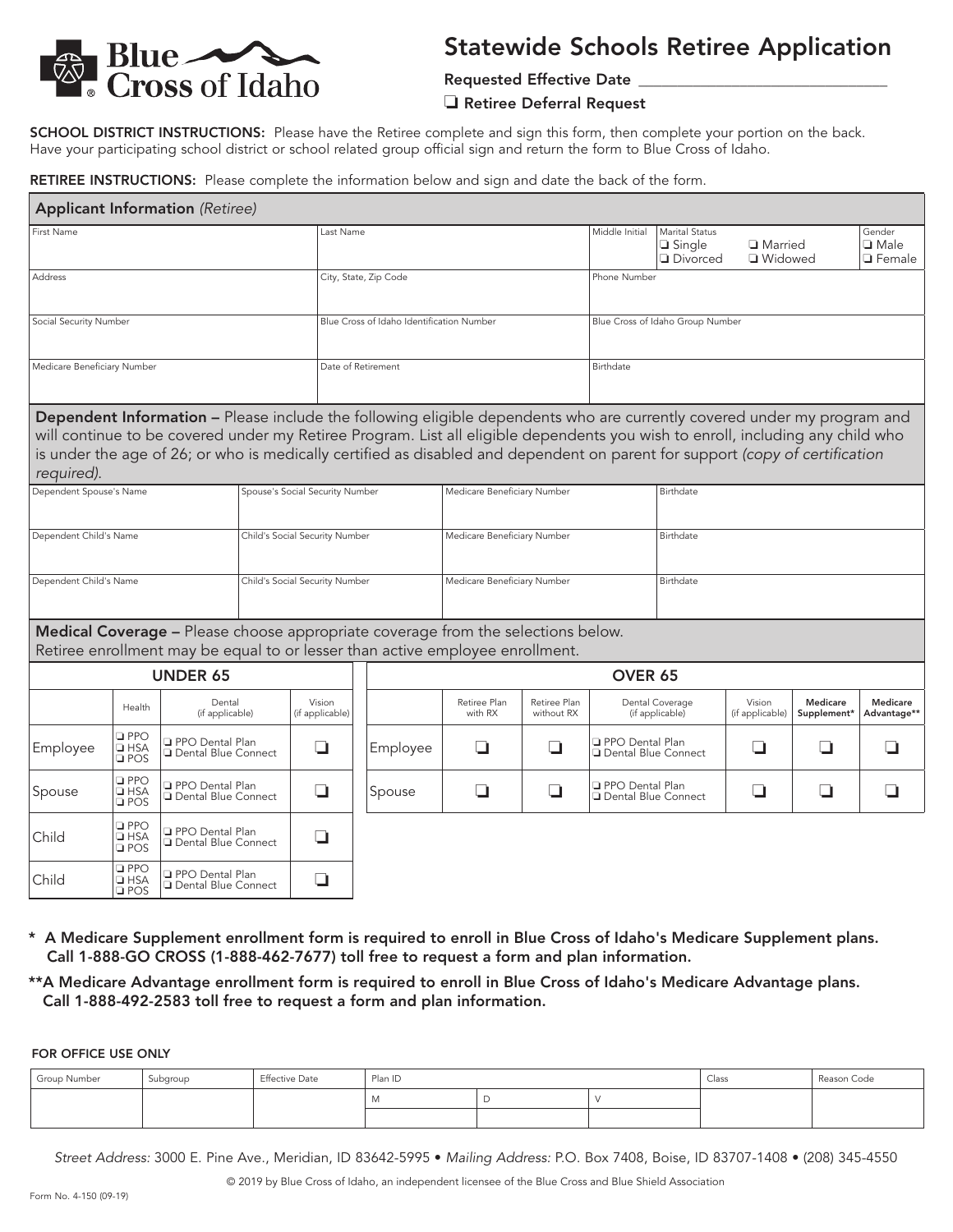Blue Cross of Idaho

# Statewide Schools Retiree Application

Requested Effective Date ______________________________

❏ Retiree Deferral Request

**SCHOOL DISTRICT INSTRUCTIONS:** Please have the Retiree complete and sign this form, then complete your portion on the back. Have your participating school district or school related group official sign and return the form to Blue Cross of Idaho.

**RETIREE INSTRUCTIONS:** Please complete the information below and sign and date the back of the form.

## Applicant Information *(Retiree)*

| First Name | Last Name | Middle Initial | Marital Status ❏ Single ❏ Married ❏ Divorced ❏ Widowed | Gender ❏ Male ❏ Female |
|---|---|---|---|---|
| Address | City, State, Zip Code | Phone Number | | |
| Social Security Number | Blue Cross of Idaho Identification Number | Blue Cross of Idaho Group Number | | |
| Medicare Beneficiary Number | Date of Retirement | Birthdate | | |

## Dependent Information – Please include the following eligible dependents who are currently covered under my program and will continue to be covered under my Retiree Program. List all eligible dependents you wish to enroll, including any child who is under the age of 26; or who is medically certified as disabled and dependent on parent for support *(copy of certification required).*

| Dependent Spouse's Name | Spouse's Social Security Number | Medicare Beneficiary Number | Birthdate |
|---|---|---|---|
| Dependent Child's Name | Child's Social Security Number | Medicare Beneficiary Number | Birthdate |
| Dependent Child's Name | Child's Social Security Number | Medicare Beneficiary Number | Birthdate |

## Medical Coverage – Please choose appropriate coverage from the selections below.

Retiree enrollment may be equal to or lesser than active employee enrollment.

**UNDER 65**

| | Health | Dental (if applicable) | Vision (if applicable) |
|---|---|---|---|
| Employee | ❏ PPO ❏ HSA ❏ POS | ❏ PPO Dental Plan ❏ Dental Blue Connect | ❏ |
| Spouse | ❏ PPO ❏ HSA ❏ POS | ❏ PPO Dental Plan ❏ Dental Blue Connect | ❏ |
| Child | ❏ PPO ❏ HSA ❏ POS | ❏ PPO Dental Plan ❏ Dental Blue Connect | ❏ |
| Child | ❏ PPO ❏ HSA ❏ POS | ❏ PPO Dental Plan ❏ Dental Blue Connect | ❏ |

**OVER 65**

| | Retiree Plan with RX | Retiree Plan without RX | Dental Coverage (if applicable) | Vision (if applicable) | **Medicare Supplement*** | **Medicare Advantage**** |
|---|---|---|---|---|---|---|
| Employee | ❏ | ❏ | ❏ PPO Dental Plan ❏ Dental Blue Connect | ❏ | ❏ | ❏ |
| Spouse | ❏ | ❏ | ❏ PPO Dental Plan ❏ Dental Blue Connect | ❏ | ❏ | ❏ |

**\* A Medicare Supplement enrollment form is required to enroll in Blue Cross of Idaho's Medicare Supplement plans. Call 1-888-GO CROSS (1-888-462-7677) toll free to request a form and plan information.**

**\*\*A Medicare Advantage enrollment form is required to enroll in Blue Cross of Idaho's Medicare Advantage plans. Call 1-888-492-2583 toll free to request a form and plan information.**

**FOR OFFICE USE ONLY**

| Group Number | Subgroup | Effective Date | Plan ID | | | Class | Reason Code |
|---|---|---|---|---|---|---|---|
| | | | M | D | V | | |
| | | | | | | | |

*Street Address:* 3000 E. Pine Ave., Meridian, ID 83642-5995 • *Mailing Address:* P.O. Box 7408, Boise, ID 83707-1408 • (208) 345-4550

© 2019 by Blue Cross of Idaho, an independent licensee of the Blue Cross and Blue Shield Association

Form No. 4-150 (09-19)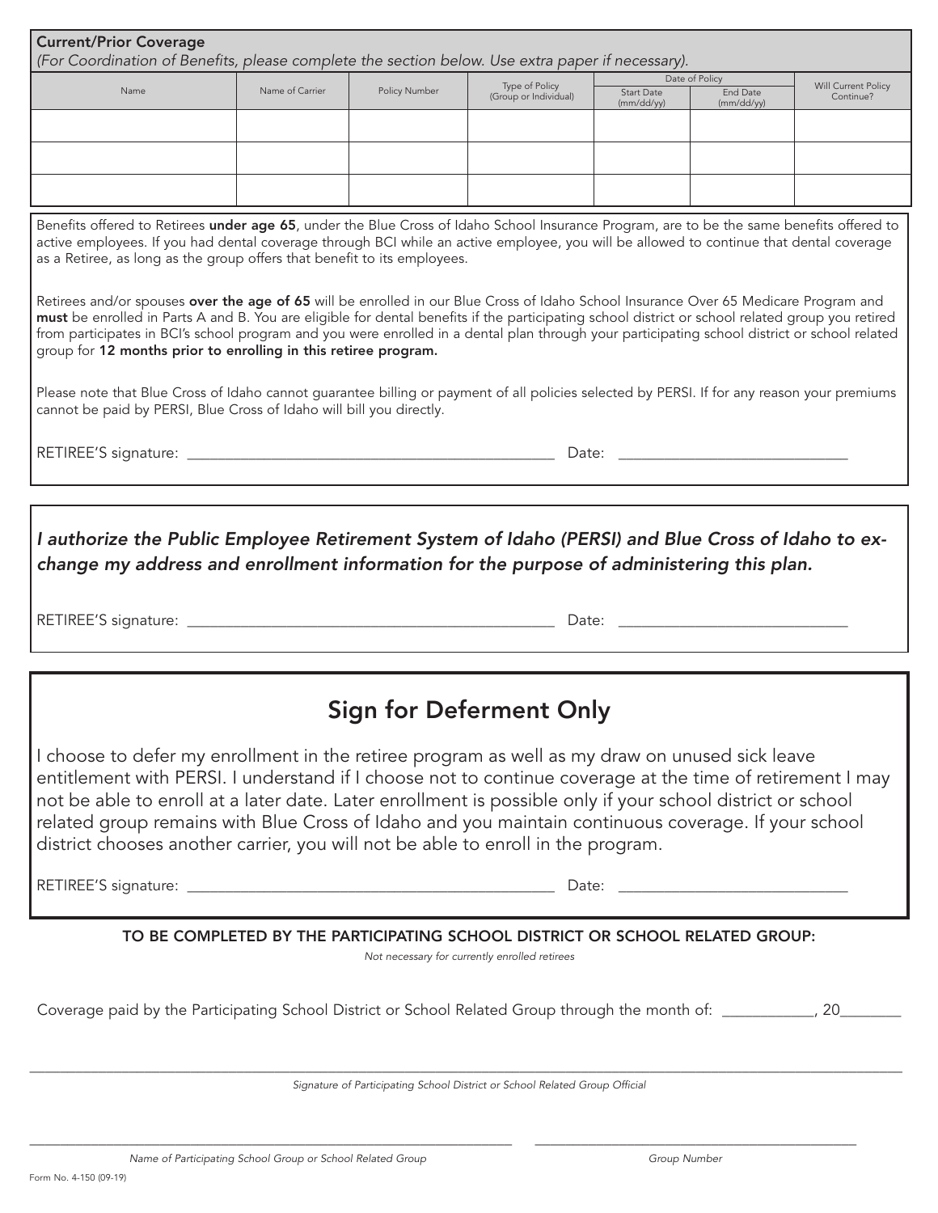**Current/Prior Coverage**
*(For Coordination of Benefits, please complete the section below. Use extra paper if necessary).*

| Name | Name of Carrier | Policy Number | Type of Policy (Group or Individual) | Date of Policy | | Will Current Policy Continue? |
|---|---|---|---|---|---|---|
| | | | | Start Date (mm/dd/yy) | End Date (mm/dd/yy) | |
| | | | | | | |
| | | | | | | |
| | | | | | | |

Benefits offered to Retirees **under age 65**, under the Blue Cross of Idaho School Insurance Program, are to be the same benefits offered to active employees. If you had dental coverage through BCI while an active employee, you will be allowed to continue that dental coverage as a Retiree, as long as the group offers that benefit to its employees.

Retirees and/or spouses **over the age of 65** will be enrolled in our Blue Cross of Idaho School Insurance Over 65 Medicare Program and **must** be enrolled in Parts A and B. You are eligible for dental benefits if the participating school district or school related group you retired from participates in BCI's school program and you were enrolled in a dental plan through your participating school district or school related group for **12 months prior to enrolling in this retiree program.**

Please note that Blue Cross of Idaho cannot guarantee billing or payment of all policies selected by PERSI. If for any reason your premiums cannot be paid by PERSI, Blue Cross of Idaho will bill you directly.

RETIREE'S signature: ______________________________ Date: ____________________

***I authorize the Public Employee Retirement System of Idaho (PERSI) and Blue Cross of Idaho to exchange my address and enrollment information for the purpose of administering this plan.***

RETIREE'S signature: ______________________________ Date: ____________________

## Sign for Deferment Only

I choose to defer my enrollment in the retiree program as well as my draw on unused sick leave entitlement with PERSI. I understand if I choose not to continue coverage at the time of retirement I may not be able to enroll at a later date. Later enrollment is possible only if your school district or school related group remains with Blue Cross of Idaho and you maintain continuous coverage. If your school district chooses another carrier, you will not be able to enroll in the program.

RETIREE'S signature: ______________________________ Date: ____________________

**TO BE COMPLETED BY THE PARTICIPATING SCHOOL DISTRICT OR SCHOOL RELATED GROUP:**

*Not necessary for currently enrolled retirees*

Coverage paid by the Participating School District or School Related Group through the month of: ___________, 20_______

______________________________________________

*Signature of Participating School District or School Related Group Official*

______________________________ ______________________________

*Name of Participating School Group or School Related Group* *Group Number*

Form No. 4-150 (09-19)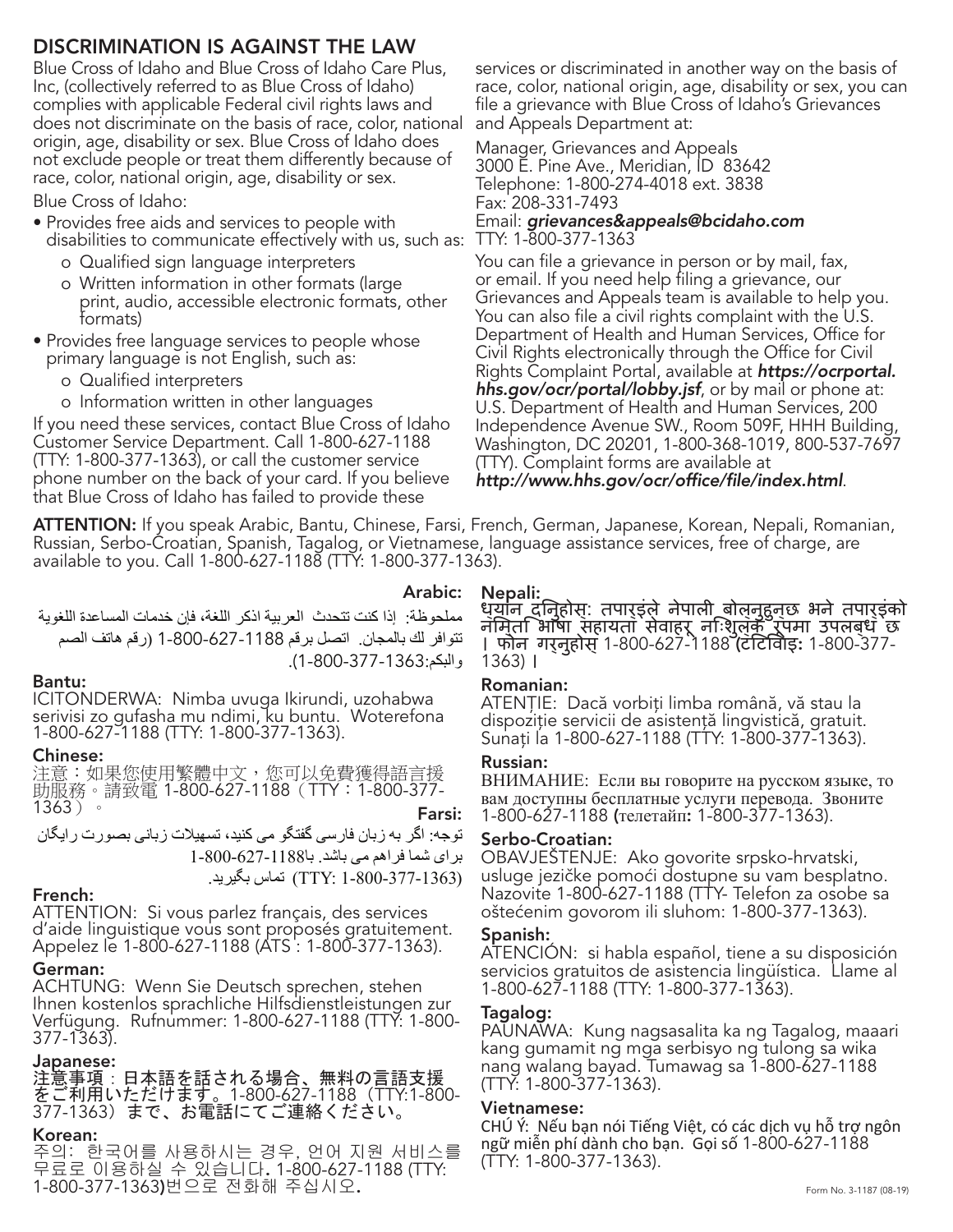## DISCRIMINATION IS AGAINST THE LAW

Blue Cross of Idaho and Blue Cross of Idaho Care Plus, Inc, (collectively referred to as Blue Cross of Idaho) complies with applicable Federal civil rights laws and does not discriminate on the basis of race, color, national origin, age, disability or sex. Blue Cross of Idaho does not exclude people or treat them differently because of race, color, national origin, age, disability or sex.

Blue Cross of Idaho:

- Provides free aids and services to people with disabilities to communicate effectively with us, such as:
    - o Qualified sign language interpreters
    - o Written information in other formats (large print, audio, accessible electronic formats, other formats)
- Provides free language services to people whose primary language is not English, such as:
    - o Qualified interpreters
    - o Information written in other languages

If you need these services, contact Blue Cross of Idaho Customer Service Department. Call 1-800-627-1188 (TTY: 1-800-377-1363), or call the customer service phone number on the back of your card. If you believe that Blue Cross of Idaho has failed to provide these services or discriminated in another way on the basis of race, color, national origin, age, disability or sex, you can file a grievance with Blue Cross of Idaho's Grievances and Appeals Department at:

Manager, Grievances and Appeals
3000 E. Pine Ave., Meridian, ID 83642
Telephone: 1-800-274-4018 ext. 3838
Fax: 208-331-7493
Email: ***grievances&appeals@bcidaho.com***
TTY: 1-800-377-1363

You can file a grievance in person or by mail, fax, or email. If you need help filing a grievance, our Grievances and Appeals team is available to help you. You can also file a civil rights complaint with the U.S. Department of Health and Human Services, Office for Civil Rights electronically through the Office for Civil Rights Complaint Portal, available at ***https://ocrportal.hhs.gov/ocr/portal/lobby.jsf***, or by mail or phone at: U.S. Department of Health and Human Services, 200 Independence Avenue SW., Room 509F, HHH Building, Washington, DC 20201, 1-800-368-1019, 800-537-7697 (TTY). Complaint forms are available at ***http://www.hhs.gov/ocr/office/file/index.html***.

**ATTENTION:** If you speak Arabic, Bantu, Chinese, Farsi, French, German, Japanese, Korean, Nepali, Romanian, Russian, Serbo-Croatian, Spanish, Tagalog, or Vietnamese, language assistance services, free of charge, are available to you. Call 1-800-627-1188 (TTY: 1-800-377-1363).

**Arabic:**
ملحوظة: إذا كنت تتحدث العربية اذكر اللغة، فإن خدمات المساعدة اللغوية تتوافر لك بالمجان. اتصل برقم 1188-627-800-1 (رقم هاتف الصم والبكم:1363-377-800-1).

**Bantu:**
ICITONDERWA: Nimba uvuga Ikirundi, uzohabwa serivisi zo gufasha mu ndimi, ku buntu. Woterefona 1-800-627-1188 (TTY: 1-800-377-1363).

**Chinese:**
注意：如果您使用繁體中文，您可以免費獲得語言援助服務。請致電 1-800-627-1188（TTY：1-800-377-1363）。

**Farsi:**
توجه: اگر به زبان فارسی گفتگو می کنید، تسهیلات زبانی بصورت رایگان برای شما فراهم می باشد. با1188-627-800-1 (TTY: 1-800-377-1363) تماس بگیرید.

**French:**
ATTENTION: Si vous parlez français, des services d'aide linguistique vous sont proposés gratuitement. Appelez le 1-800-627-1188 (ATS : 1-800-377-1363).

**German:**
ACHTUNG: Wenn Sie Deutsch sprechen, stehen Ihnen kostenlos sprachliche Hilfsdienstleistungen zur Verfügung. Rufnummer: 1-800-627-1188 (TTY: 1-800-377-1363).

**Japanese:**
注意事項：日本語を話される場合、無料の言語支援をご利用いただけます。1-800-627-1188（TTY:1-800-377-1363）まで、お電話にてご連絡ください。

**Korean:**
주의: 한국어를 사용하시는 경우, 언어 지원 서비스를 무료로 이용하실 수 있습니다. 1-800-627-1188 (TTY: 1-800-377-1363)번으로 전화해 주십시오.

**Nepali:**
ध्यान दिनुहोस्: तपाइंले नेपाली बोल्नुहुन्छ भने तपाइंको निम्ति भाषा सहायता सेवाहरू निःशुल्क रूपमा उपलब्ध छ । फोन गर्नुहोस् 1-800-627-1188 (टिटिवाइ: 1-800-377-1363) ।

**Romanian:**
ATENȚIE: Dacă vorbiți limba română, vă stau la dispoziție servicii de asistență lingvistică, gratuit. Sunați la 1-800-627-1188 (TTY: 1-800-377-1363).

**Russian:**
ВНИМАНИЕ: Если вы говорите на русском языке, то вам доступны бесплатные услуги перевода. Звоните 1-800-627-1188 (телетайп: 1-800-377-1363).

**Serbo-Croatian:**
OBAVJEŠTENJE: Ako govorite srpsko-hrvatski, usluge jezičke pomoći dostupne su vam besplatno. Nazovite 1-800-627-1188 (TTY- Telefon za osobe sa oštećenim govorom ili sluhom: 1-800-377-1363).

**Spanish:**
ATENCIÓN: si habla español, tiene a su disposición servicios gratuitos de asistencia lingüística. Llame al 1-800-627-1188 (TTY: 1-800-377-1363).

**Tagalog:**
PAUNAWA: Kung nagsasalita ka ng Tagalog, maaari kang gumamit ng mga serbisyo ng tulong sa wika nang walang bayad. Tumawag sa 1-800-627-1188 (TTY: 1-800-377-1363).

**Vietnamese:**
CHÚ Ý: Nếu bạn nói Tiếng Việt, có các dịch vụ hỗ trợ ngôn ngữ miễn phí dành cho bạn. Gọi số 1-800-627-1188 (TTY: 1-800-377-1363).

Form No. 3-1187 (08-19)